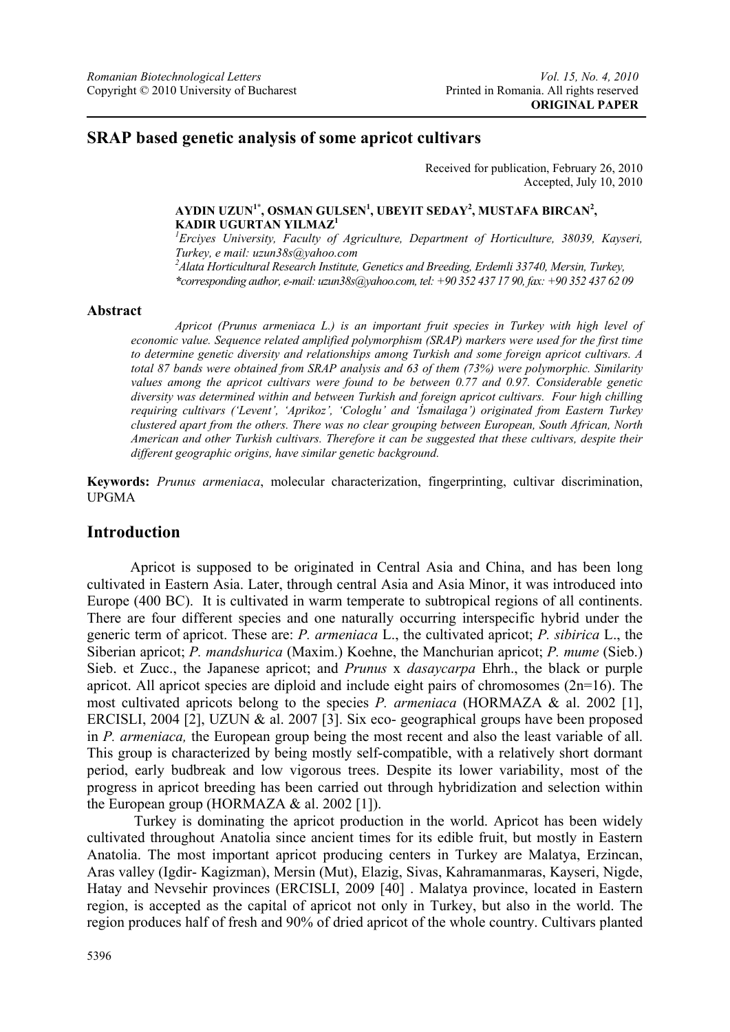**ORIGINAL PAPER**

# SRAP based genetic analysis of some apricot cultivars

Received for publication, February 26, 2010
Accepted, July 10, 2010

**AYDIN UZUN[1*], OSMAN GULSEN[1], UBEYIT SEDAY[2], MUSTAFA BIRCAN[2], KADIR UGURTAN YILMAZ[1]**

[1]*Erciyes University, Faculty of Agriculture, Department of Horticulture, 38039, Kayseri, Turkey, e mail: uzun38s@yahoo.com*

[2]*Alata Horticultural Research Institute, Genetics and Breeding, Erdemli 33740, Mersin, Turkey,*

*\*corresponding author, e-mail: uzun38s@yahoo.com, tel: +90 352 437 17 90, fax: +90 352 437 62 09*

## Abstract

*Apricot (Prunus armeniaca L.) is an important fruit species in Turkey with high level of economic value. Sequence related amplified polymorphism (SRAP) markers were used for the first time to determine genetic diversity and relationships among Turkish and some foreign apricot cultivars. A total 87 bands were obtained from SRAP analysis and 63 of them (73%) were polymorphic. Similarity values among the apricot cultivars were found to be between 0.77 and 0.97. Considerable genetic diversity was determined within and between Turkish and foreign apricot cultivars. Four high chilling requiring cultivars ('Levent', 'Aprikoz', 'Cologlu' and 'Ismailaga') originated from Eastern Turkey clustered apart from the others. There was no clear grouping between European, South African, North American and other Turkish cultivars. Therefore it can be suggested that these cultivars, despite their different geographic origins, have similar genetic background.*

**Keywords:** *Prunus armeniaca*, molecular characterization, fingerprinting, cultivar discrimination, UPGMA

## Introduction

Apricot is supposed to be originated in Central Asia and China, and has been long cultivated in Eastern Asia. Later, through central Asia and Asia Minor, it was introduced into Europe (400 BC). It is cultivated in warm temperate to subtropical regions of all continents. There are four different species and one naturally occurring interspecific hybrid under the generic term of apricot. These are: *P. armeniaca* L., the cultivated apricot; *P. sibirica* L., the Siberian apricot; *P. mandshurica* (Maxim.) Koehne, the Manchurian apricot; *P. mume* (Sieb.) Sieb. et Zucc., the Japanese apricot; and *Prunus* x *dasaycarpa* Ehrh., the black or purple apricot. All apricot species are diploid and include eight pairs of chromosomes (2n=16). The most cultivated apricots belong to the species *P. armeniaca* (HORMAZA & al. 2002 [1], ERCISLI, 2004 [2], UZUN & al. 2007 [3]. Six eco- geographical groups have been proposed in *P. armeniaca,* the European group being the most recent and also the least variable of all. This group is characterized by being mostly self-compatible, with a relatively short dormant period, early budbreak and low vigorous trees. Despite its lower variability, most of the progress in apricot breeding has been carried out through hybridization and selection within the European group (HORMAZA & al. 2002 [1]).

Turkey is dominating the apricot production in the world. Apricot has been widely cultivated throughout Anatolia since ancient times for its edible fruit, but mostly in Eastern Anatolia. The most important apricot producing centers in Turkey are Malatya, Erzincan, Aras valley (Igdir- Kagizman), Mersin (Mut), Elazig, Sivas, Kahramanmaras, Kayseri, Nigde, Hatay and Nevsehir provinces (ERCISLI, 2009 [40] . Malatya province, located in Eastern region, is accepted as the capital of apricot not only in Turkey, but also in the world. The region produces half of fresh and 90% of dried apricot of the whole country. Cultivars planted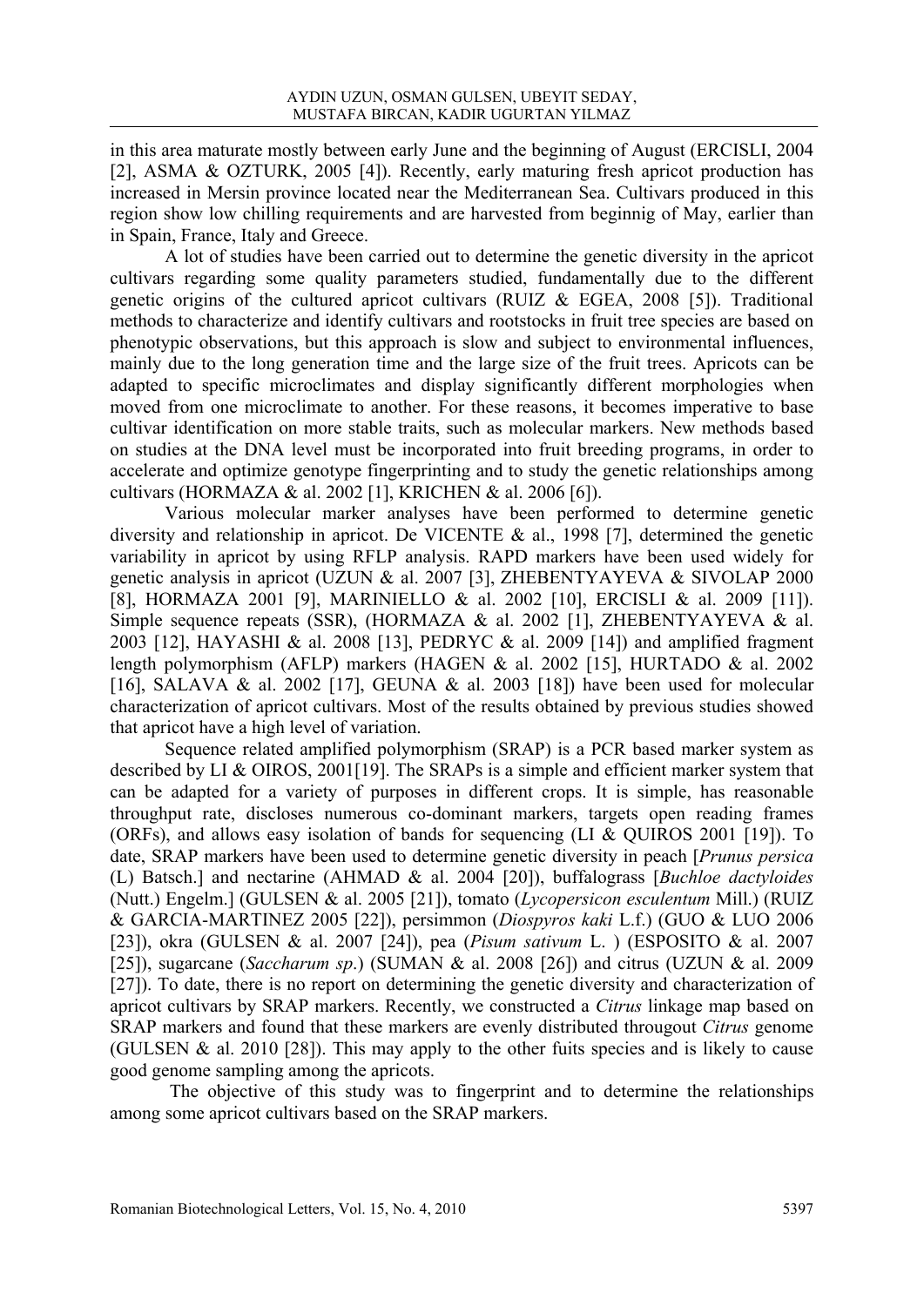in this area maturate mostly between early June and the beginning of August (ERCISLI, 2004 [2], ASMA & OZTURK, 2005 [4]). Recently, early maturing fresh apricot production has increased in Mersin province located near the Mediterranean Sea. Cultivars produced in this region show low chilling requirements and are harvested from beginnig of May, earlier than in Spain, France, Italy and Greece.

A lot of studies have been carried out to determine the genetic diversity in the apricot cultivars regarding some quality parameters studied, fundamentally due to the different genetic origins of the cultured apricot cultivars (RUIZ & EGEA, 2008 [5]). Traditional methods to characterize and identify cultivars and rootstocks in fruit tree species are based on phenotypic observations, but this approach is slow and subject to environmental influences, mainly due to the long generation time and the large size of the fruit trees. Apricots can be adapted to specific microclimates and display significantly different morphologies when moved from one microclimate to another. For these reasons, it becomes imperative to base cultivar identification on more stable traits, such as molecular markers. New methods based on studies at the DNA level must be incorporated into fruit breeding programs, in order to accelerate and optimize genotype fingerprinting and to study the genetic relationships among cultivars (HORMAZA & al. 2002 [1], KRICHEN & al. 2006 [6]).

Various molecular marker analyses have been performed to determine genetic diversity and relationship in apricot. De VICENTE & al., 1998 [7], determined the genetic variability in apricot by using RFLP analysis. RAPD markers have been used widely for genetic analysis in apricot (UZUN & al. 2007 [3], ZHEBENTYAYEVA & SIVOLAP 2000 [8], HORMAZA 2001 [9], MARINIELLO & al. 2002 [10], ERCISLI & al. 2009 [11]). Simple sequence repeats (SSR), (HORMAZA & al. 2002 [1], ZHEBENTYAYEVA & al. 2003 [12], HAYASHI & al. 2008 [13], PEDRYC & al. 2009 [14]) and amplified fragment length polymorphism (AFLP) markers (HAGEN & al. 2002 [15], HURTADO & al. 2002 [16], SALAVA & al. 2002 [17], GEUNA & al. 2003 [18]) have been used for molecular characterization of apricot cultivars. Most of the results obtained by previous studies showed that apricot have a high level of variation.

Sequence related amplified polymorphism (SRAP) is a PCR based marker system as described by LI & OIROS, 2001[19]. The SRAPs is a simple and efficient marker system that can be adapted for a variety of purposes in different crops. It is simple, has reasonable throughput rate, discloses numerous co-dominant markers, targets open reading frames (ORFs), and allows easy isolation of bands for sequencing (LI & QUIROS 2001 [19]). To date, SRAP markers have been used to determine genetic diversity in peach [*Prunus persica* (L) Batsch.] and nectarine (AHMAD & al. 2004 [20]), buffalograss [*Buchloe dactyloides* (Nutt.) Engelm.] (GULSEN & al. 2005 [21]), tomato (*Lycopersicon esculentum* Mill.) (RUIZ & GARCIA-MARTINEZ 2005 [22]), persimmon (*Diospyros kaki* L.f.) (GUO & LUO 2006 [23]), okra (GULSEN & al. 2007 [24]), pea (*Pisum sativum* L. ) (ESPOSITO & al. 2007 [25]), sugarcane (*Saccharum sp*.) (SUMAN & al. 2008 [26]) and citrus (UZUN & al. 2009 [27]). To date, there is no report on determining the genetic diversity and characterization of apricot cultivars by SRAP markers. Recently, we constructed a *Citrus* linkage map based on SRAP markers and found that these markers are evenly distributed througout *Citrus* genome (GULSEN & al. 2010 [28]). This may apply to the other fuits species and is likely to cause good genome sampling among the apricots.

The objective of this study was to fingerprint and to determine the relationships among some apricot cultivars based on the SRAP markers.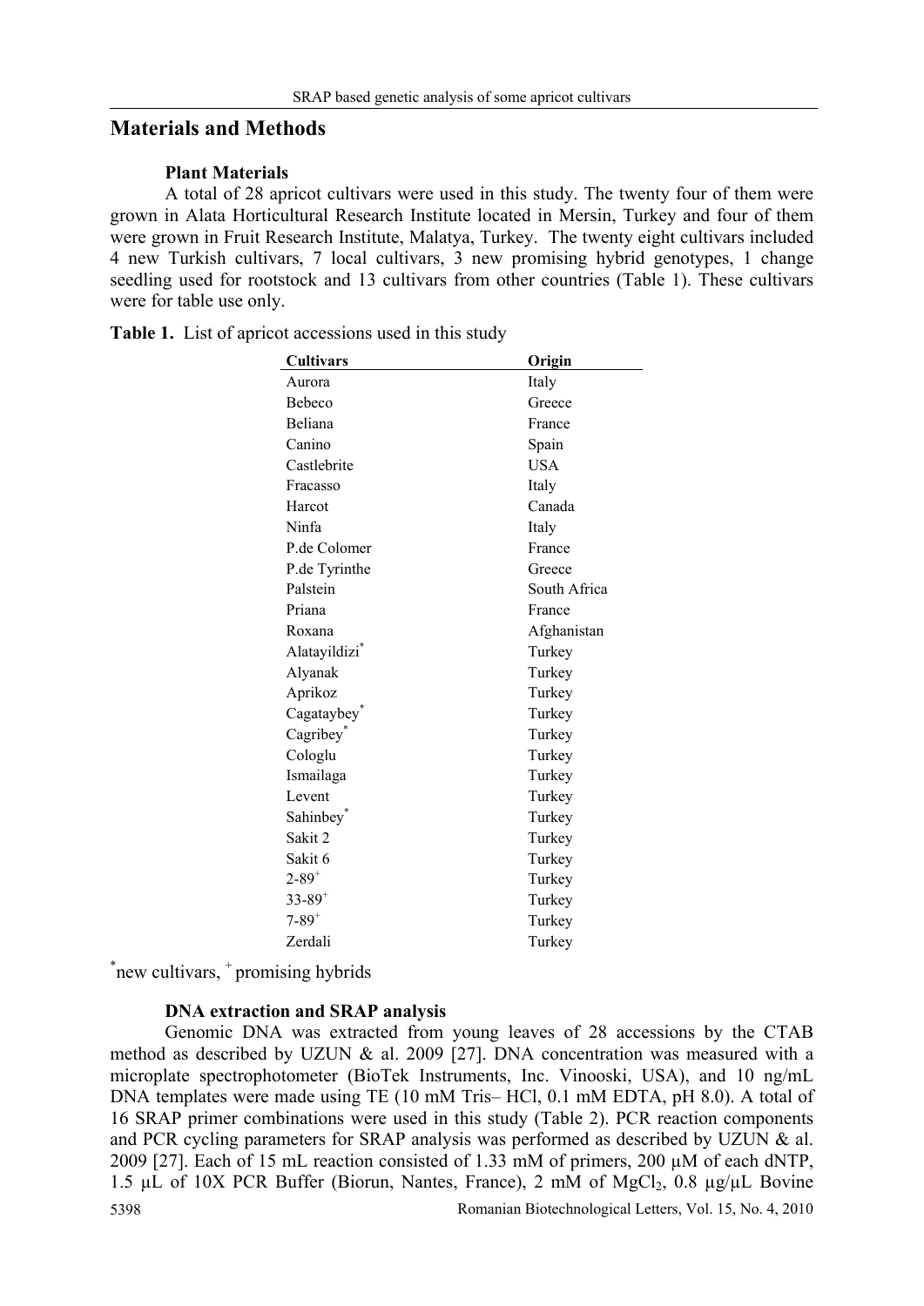## Materials and Methods

### Plant Materials

A total of 28 apricot cultivars were used in this study. The twenty four of them were grown in Alata Horticultural Research Institute located in Mersin, Turkey and four of them were grown in Fruit Research Institute, Malatya, Turkey. The twenty eight cultivars included 4 new Turkish cultivars, 7 local cultivars, 3 new promising hybrid genotypes, 1 change seedling used for rootstock and 13 cultivars from other countries (Table 1). These cultivars were for table use only.

**Table 1.** List of apricot accessions used in this study

| Cultivars | Origin |
|---|---|
| Aurora | Italy |
| Bebeco | Greece |
| Beliana | France |
| Canino | Spain |
| Castlebrite | USA |
| Fracasso | Italy |
| Harcot | Canada |
| Ninfa | Italy |
| P.de Colomer | France |
| P.de Tyrinthe | Greece |
| Palstein | South Africa |
| Priana | France |
| Roxana | Afghanistan |
| Alatayildizi* | Turkey |
| Alyanak | Turkey |
| Aprikoz | Turkey |
| Cagataybey* | Turkey |
| Cagribey* | Turkey |
| Cologlu | Turkey |
| Ismailaga | Turkey |
| Levent | Turkey |
| Sahinbey* | Turkey |
| Sakit 2 | Turkey |
| Sakit 6 | Turkey |
| 2-89+ | Turkey |
| 33-89+ | Turkey |
| 7-89+ | Turkey |
| Zerdali | Turkey |

*new cultivars, + promising hybrids

### DNA extraction and SRAP analysis

Genomic DNA was extracted from young leaves of 28 accessions by the CTAB method as described by UZUN & al. 2009 [27]. DNA concentration was measured with a microplate spectrophotometer (BioTek Instruments, Inc. Vinooski, USA), and 10 ng/mL DNA templates were made using TE (10 mM Tris– HCl, 0.1 mM EDTA, pH 8.0). A total of 16 SRAP primer combinations were used in this study (Table 2). PCR reaction components and PCR cycling parameters for SRAP analysis was performed as described by UZUN & al. 2009 [27]. Each of 15 mL reaction consisted of 1.33 mM of primers, 200 µM of each dNTP, 1.5 µL of 10X PCR Buffer (Biorun, Nantes, France), 2 mM of $MgCl_2$, 0.8 µg/µL Bovine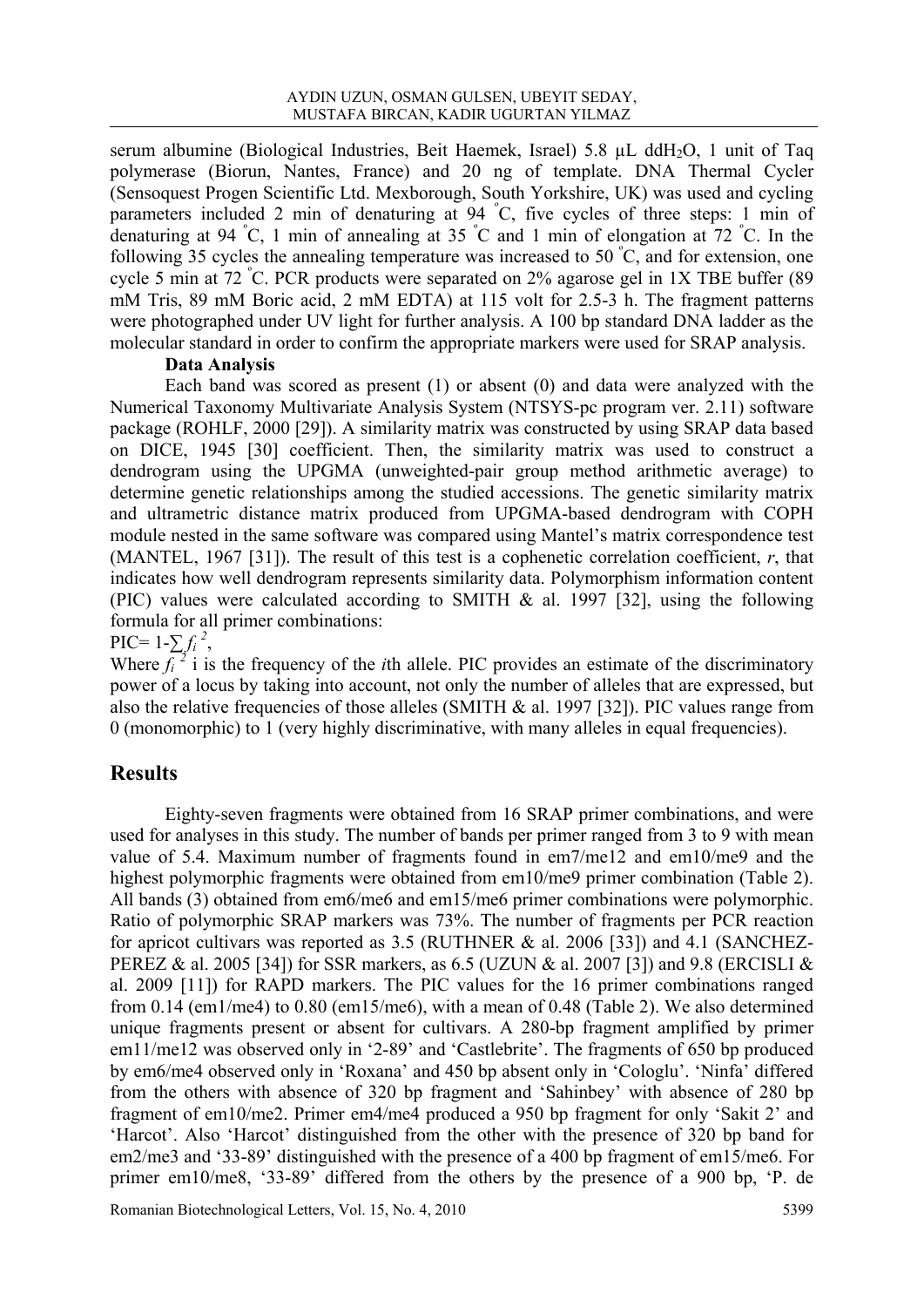serum albumine (Biological Industries, Beit Haemek, Israel) 5.8 µL $ddH_2O$, 1 unit of Taq polymerase (Biorun, Nantes, France) and 20 ng of template. DNA Thermal Cycler (Sensoquest Progen Scientific Ltd. Mexborough, South Yorkshire, UK) was used and cycling parameters included 2 min of denaturing at 94 °C, five cycles of three steps: 1 min of denaturing at 94 °C, 1 min of annealing at 35 °C and 1 min of elongation at 72 °C. In the following 35 cycles the annealing temperature was increased to 50 °C, and for extension, one cycle 5 min at 72 °C. PCR products were separated on 2% agarose gel in 1X TBE buffer (89 mM Tris, 89 mM Boric acid, 2 mM EDTA) at 115 volt for 2.5-3 h. The fragment patterns were photographed under UV light for further analysis. A 100 bp standard DNA ladder as the molecular standard in order to confirm the appropriate markers were used for SRAP analysis.

**Data Analysis**

Each band was scored as present (1) or absent (0) and data were analyzed with the Numerical Taxonomy Multivariate Analysis System (NTSYS-pc program ver. 2.11) software package (ROHLF, 2000 [29]). A similarity matrix was constructed by using SRAP data based on DICE, 1945 [30] coefficient. Then, the similarity matrix was used to construct a dendrogram using the UPGMA (unweighted-pair group method arithmetic average) to determine genetic relationships among the studied accessions. The genetic similarity matrix and ultrametric distance matrix produced from UPGMA-based dendrogram with COPH module nested in the same software was compared using Mantel's matrix correspondence test (MANTEL, 1967 [31]). The result of this test is a cophenetic correlation coefficient, *r*, that indicates how well dendrogram represents similarity data. Polymorphism information content (PIC) values were calculated according to SMITH & al. 1997 [32], using the following formula for all primer combinations:

$PIC = 1 - \sum f_i^{\,2}$,

Where $f_i^{\,2}$ i is the frequency of the *i*th allele. PIC provides an estimate of the discriminatory power of a locus by taking into account, not only the number of alleles that are expressed, but also the relative frequencies of those alleles (SMITH & al. 1997 [32]). PIC values range from 0 (monomorphic) to 1 (very highly discriminative, with many alleles in equal frequencies).

## Results

Eighty-seven fragments were obtained from 16 SRAP primer combinations, and were used for analyses in this study. The number of bands per primer ranged from 3 to 9 with mean value of 5.4. Maximum number of fragments found in em7/me12 and em10/me9 and the highest polymorphic fragments were obtained from em10/me9 primer combination (Table 2). All bands (3) obtained from em6/me6 and em15/me6 primer combinations were polymorphic. Ratio of polymorphic SRAP markers was 73%. The number of fragments per PCR reaction for apricot cultivars was reported as 3.5 (RUTHNER & al. 2006 [33]) and 4.1 (SANCHEZ-PEREZ & al. 2005 [34]) for SSR markers, as 6.5 (UZUN & al. 2007 [3]) and 9.8 (ERCISLI & al. 2009 [11]) for RAPD markers. The PIC values for the 16 primer combinations ranged from 0.14 (em1/me4) to 0.80 (em15/me6), with a mean of 0.48 (Table 2). We also determined unique fragments present or absent for cultivars. A 280-bp fragment amplified by primer em11/me12 was observed only in '2-89' and 'Castlebrite'. The fragments of 650 bp produced by em6/me4 observed only in 'Roxana' and 450 bp absent only in 'Cologlu'. 'Ninfa' differed from the others with absence of 320 bp fragment and 'Sahinbey' with absence of 280 bp fragment of em10/me2. Primer em4/me4 produced a 950 bp fragment for only 'Sakit 2' and 'Harcot'. Also 'Harcot' distinguished from the other with the presence of 320 bp band for em2/me3 and '33-89' distinguished with the presence of a 400 bp fragment of em15/me6. For primer em10/me8, '33-89' differed from the others by the presence of a 900 bp, 'P. de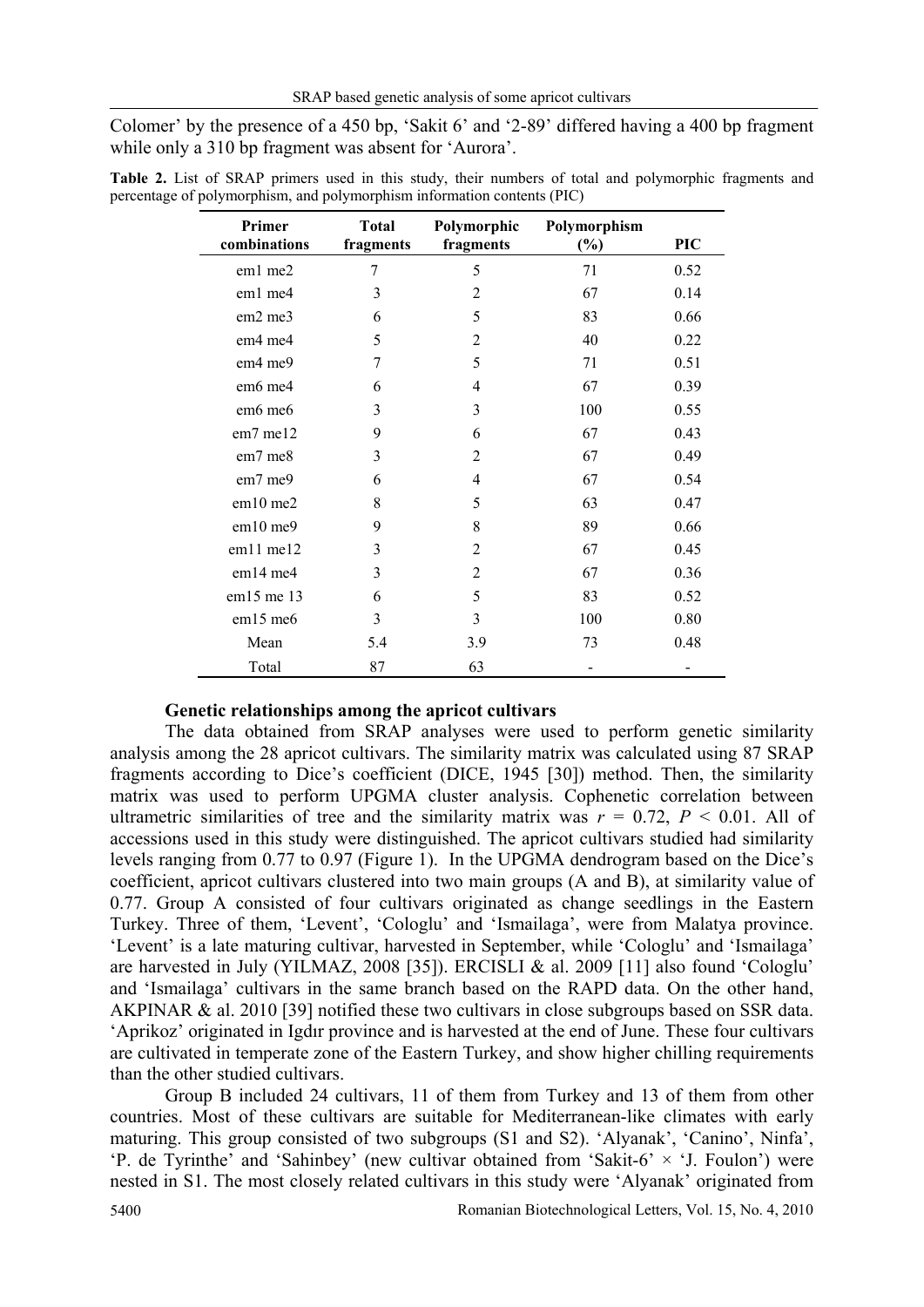Colomer' by the presence of a 450 bp, 'Sakit 6' and '2-89' differed having a 400 bp fragment while only a 310 bp fragment was absent for 'Aurora'.

**Table 2.** List of SRAP primers used in this study, their numbers of total and polymorphic fragments and percentage of polymorphism, and polymorphism information contents (PIC)

| Primer combinations | Total fragments | Polymorphic fragments | Polymorphism (%) | PIC |
|---|---|---|---|---|
| em1 me2 | 7 | 5 | 71 | 0.52 |
| em1 me4 | 3 | 2 | 67 | 0.14 |
| em2 me3 | 6 | 5 | 83 | 0.66 |
| em4 me4 | 5 | 2 | 40 | 0.22 |
| em4 me9 | 7 | 5 | 71 | 0.51 |
| em6 me4 | 6 | 4 | 67 | 0.39 |
| em6 me6 | 3 | 3 | 100 | 0.55 |
| em7 me12 | 9 | 6 | 67 | 0.43 |
| em7 me8 | 3 | 2 | 67 | 0.49 |
| em7 me9 | 6 | 4 | 67 | 0.54 |
| em10 me2 | 8 | 5 | 63 | 0.47 |
| em10 me9 | 9 | 8 | 89 | 0.66 |
| em11 me12 | 3 | 2 | 67 | 0.45 |
| em14 me4 | 3 | 2 | 67 | 0.36 |
| em15 me 13 | 6 | 5 | 83 | 0.52 |
| em15 me6 | 3 | 3 | 100 | 0.80 |
| Mean | 5.4 | 3.9 | 73 | 0.48 |
| Total | 87 | 63 | - | - |

### Genetic relationships among the apricot cultivars

The data obtained from SRAP analyses were used to perform genetic similarity analysis among the 28 apricot cultivars. The similarity matrix was calculated using 87 SRAP fragments according to Dice's coefficient (DICE, 1945 [30]) method. Then, the similarity matrix was used to perform UPGMA cluster analysis. Cophenetic correlation between ultrametric similarities of tree and the similarity matrix was $r = 0.72$, $P < 0.01$. All of accessions used in this study were distinguished. The apricot cultivars studied had similarity levels ranging from 0.77 to 0.97 (Figure 1). In the UPGMA dendrogram based on the Dice's coefficient, apricot cultivars clustered into two main groups (A and B), at similarity value of 0.77. Group A consisted of four cultivars originated as change seedlings in the Eastern Turkey. Three of them, 'Levent', 'Cologlu' and 'Ismailaga', were from Malatya province. 'Levent' is a late maturing cultivar, harvested in September, while 'Cologlu' and 'Ismailaga' are harvested in July (YILMAZ, 2008 [35]). ERCISLI & al. 2009 [11] also found 'Cologlu' and 'Ismailaga' cultivars in the same branch based on the RAPD data. On the other hand, AKPINAR & al. 2010 [39] notified these two cultivars in close subgroups based on SSR data. 'Aprikoz' originated in Igdır province and is harvested at the end of June. These four cultivars are cultivated in temperate zone of the Eastern Turkey, and show higher chilling requirements than the other studied cultivars.

Group B included 24 cultivars, 11 of them from Turkey and 13 of them from other countries. Most of these cultivars are suitable for Mediterranean-like climates with early maturing. This group consisted of two subgroups (S1 and S2). 'Alyanak', 'Canino', Ninfa', 'P. de Tyrinthe' and 'Sahinbey' (new cultivar obtained from 'Sakit-6' × 'J. Foulon') were nested in S1. The most closely related cultivars in this study were 'Alyanak' originated from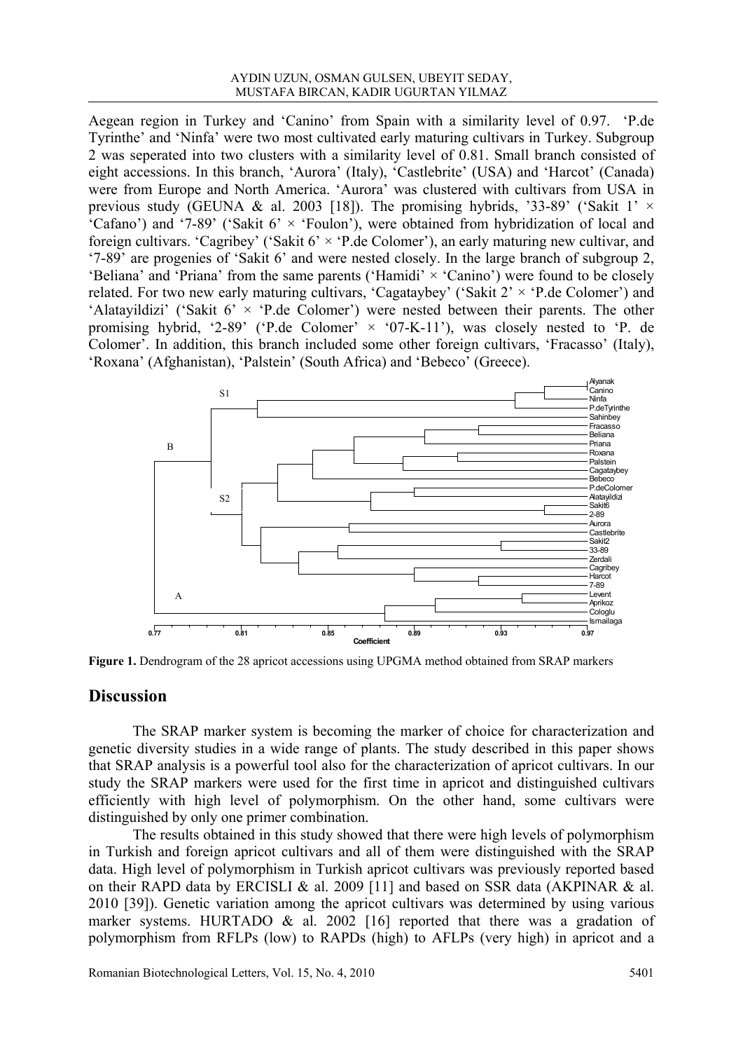Aegean region in Turkey and 'Canino' from Spain with a similarity level of 0.97. 'P.de Tyrinthe' and 'Ninfa' were two most cultivated early maturing cultivars in Turkey. Subgroup 2 was seperated into two clusters with a similarity level of 0.81. Small branch consisted of eight accessions. In this branch, 'Aurora' (Italy), 'Castlebrite' (USA) and 'Harcot' (Canada) were from Europe and North America. 'Aurora' was clustered with cultivars from USA in previous study (GEUNA & al. 2003 [18]). The promising hybrids, '33-89' ('Sakit 1' × 'Cafano') and '7-89' ('Sakit 6' × 'Foulon'), were obtained from hybridization of local and foreign cultivars. 'Cagribey' ('Sakit 6' × 'P.de Colomer'), an early maturing new cultivar, and '7-89' are progenies of 'Sakit 6' and were nested closely. In the large branch of subgroup 2, 'Beliana' and 'Priana' from the same parents ('Hamidi' × 'Canino') were found to be closely related. For two new early maturing cultivars, 'Cagataybey' ('Sakit 2' × 'P.de Colomer') and 'Alatayildizi' ('Sakit 6' × 'P.de Colomer') were nested between their parents. The other promising hybrid, '2-89' ('P.de Colomer' × '07-K-11'), was closely nested to 'P. de Colomer'. In addition, this branch included some other foreign cultivars, 'Fracasso' (Italy), 'Roxana' (Afghanistan), 'Palstein' (South Africa) and 'Bebeco' (Greece).

**Figure 1.** Dendrogram of the 28 apricot accessions using UPGMA method obtained from SRAP markers

## Discussion

The SRAP marker system is becoming the marker of choice for characterization and genetic diversity studies in a wide range of plants. The study described in this paper shows that SRAP analysis is a powerful tool also for the characterization of apricot cultivars. In our study the SRAP markers were used for the first time in apricot and distinguished cultivars efficiently with high level of polymorphism. On the other hand, some cultivars were distinguished by only one primer combination.

The results obtained in this study showed that there were high levels of polymorphism in Turkish and foreign apricot cultivars and all of them were distinguished with the SRAP data. High level of polymorphism in Turkish apricot cultivars was previously reported based on their RAPD data by ERCISLI & al. 2009 [11] and based on SSR data (AKPINAR & al. 2010 [39]). Genetic variation among the apricot cultivars was determined by using various marker systems. HURTADO & al. 2002 [16] reported that there was a gradation of polymorphism from RFLPs (low) to RAPDs (high) to AFLPs (very high) in apricot and a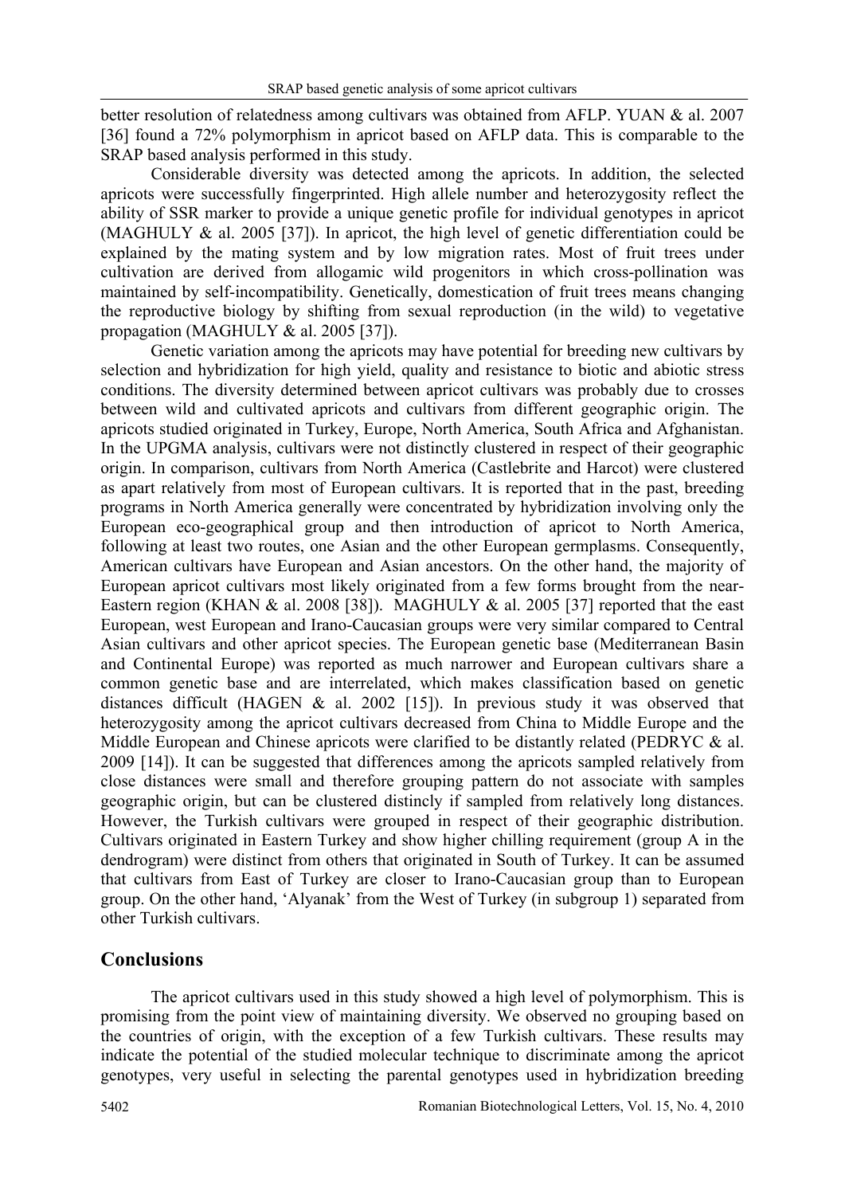better resolution of relatedness among cultivars was obtained from AFLP. YUAN & al. 2007 [36] found a 72% polymorphism in apricot based on AFLP data. This is comparable to the SRAP based analysis performed in this study.

Considerable diversity was detected among the apricots. In addition, the selected apricots were successfully fingerprinted. High allele number and heterozygosity reflect the ability of SSR marker to provide a unique genetic profile for individual genotypes in apricot (MAGHULY & al. 2005 [37]). In apricot, the high level of genetic differentiation could be explained by the mating system and by low migration rates. Most of fruit trees under cultivation are derived from allogamic wild progenitors in which cross-pollination was maintained by self-incompatibility. Genetically, domestication of fruit trees means changing the reproductive biology by shifting from sexual reproduction (in the wild) to vegetative propagation (MAGHULY & al. 2005 [37]).

Genetic variation among the apricots may have potential for breeding new cultivars by selection and hybridization for high yield, quality and resistance to biotic and abiotic stress conditions. The diversity determined between apricot cultivars was probably due to crosses between wild and cultivated apricots and cultivars from different geographic origin. The apricots studied originated in Turkey, Europe, North America, South Africa and Afghanistan. In the UPGMA analysis, cultivars were not distinctly clustered in respect of their geographic origin. In comparison, cultivars from North America (Castlebrite and Harcot) were clustered as apart relatively from most of European cultivars. It is reported that in the past, breeding programs in North America generally were concentrated by hybridization involving only the European eco-geographical group and then introduction of apricot to North America, following at least two routes, one Asian and the other European germplasms. Consequently, American cultivars have European and Asian ancestors. On the other hand, the majority of European apricot cultivars most likely originated from a few forms brought from the near-Eastern region (KHAN & al. 2008 [38]). MAGHULY & al. 2005 [37] reported that the east European, west European and Irano-Caucasian groups were very similar compared to Central Asian cultivars and other apricot species. The European genetic base (Mediterranean Basin and Continental Europe) was reported as much narrower and European cultivars share a common genetic base and are interrelated, which makes classification based on genetic distances difficult (HAGEN & al. 2002 [15]). In previous study it was observed that heterozygosity among the apricot cultivars decreased from China to Middle Europe and the Middle European and Chinese apricots were clarified to be distantly related (PEDRYC & al. 2009 [14]). It can be suggested that differences among the apricots sampled relatively from close distances were small and therefore grouping pattern do not associate with samples geographic origin, but can be clustered distincly if sampled from relatively long distances. However, the Turkish cultivars were grouped in respect of their geographic distribution. Cultivars originated in Eastern Turkey and show higher chilling requirement (group A in the dendrogram) were distinct from others that originated in South of Turkey. It can be assumed that cultivars from East of Turkey are closer to Irano-Caucasian group than to European group. On the other hand, 'Alyanak' from the West of Turkey (in subgroup 1) separated from other Turkish cultivars.

## Conclusions

The apricot cultivars used in this study showed a high level of polymorphism. This is promising from the point view of maintaining diversity. We observed no grouping based on the countries of origin, with the exception of a few Turkish cultivars. These results may indicate the potential of the studied molecular technique to discriminate among the apricot genotypes, very useful in selecting the parental genotypes used in hybridization breeding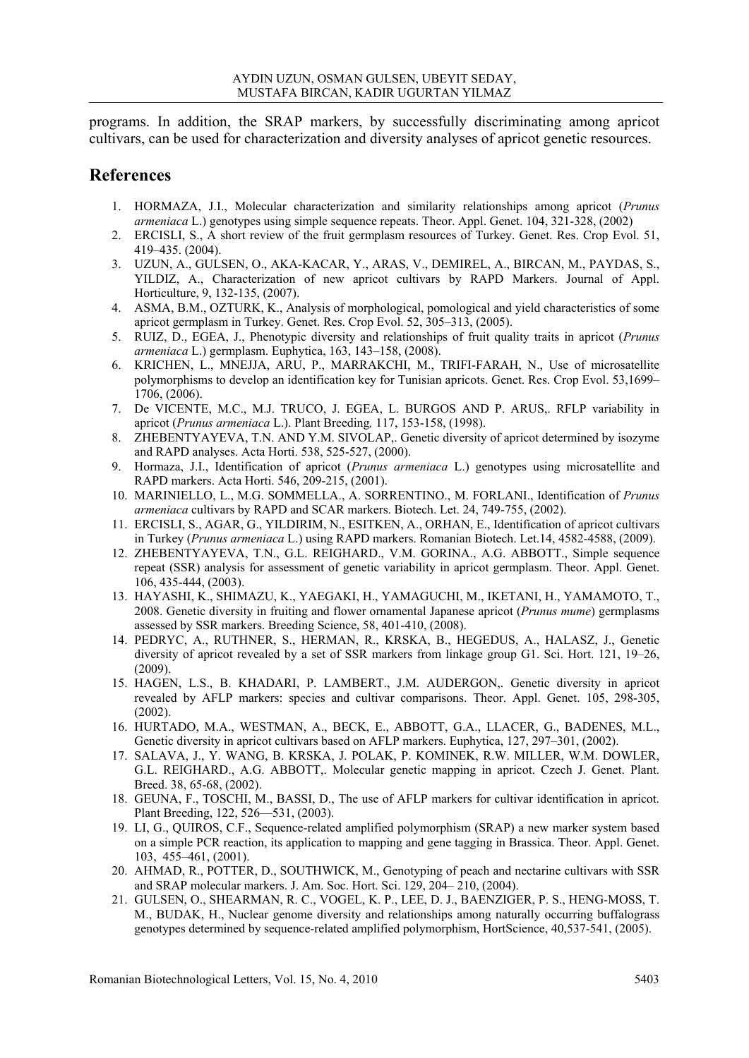programs. In addition, the SRAP markers, by successfully discriminating among apricot cultivars, can be used for characterization and diversity analyses of apricot genetic resources.

## References

1. HORMAZA, J.I., Molecular characterization and similarity relationships among apricot (*Prunus armeniaca* L.) genotypes using simple sequence repeats. Theor. Appl. Genet. 104, 321-328, (2002)
2. ERCISLI, S., A short review of the fruit germplasm resources of Turkey. Genet. Res. Crop Evol. 51, 419–435. (2004).
3. UZUN, A., GULSEN, O., AKA-KACAR, Y., ARAS, V., DEMIREL, A., BIRCAN, M., PAYDAS, S., YILDIZ, A., Characterization of new apricot cultivars by RAPD Markers. Journal of Appl. Horticulture, 9, 132-135, (2007).
4. ASMA, B.M., OZTURK, K., Analysis of morphological, pomological and yield characteristics of some apricot germplasm in Turkey. Genet. Res. Crop Evol. 52, 305–313, (2005).
5. RUIZ, D., EGEA, J., Phenotypic diversity and relationships of fruit quality traits in apricot (*Prunus armeniaca* L.) germplasm. Euphytica, 163, 143–158, (2008).
6. KRICHEN, L., MNEJJA, ARU, P., MARRAKCHI, M., TRIFI-FARAH, N., Use of microsatellite polymorphisms to develop an identification key for Tunisian apricots. Genet. Res. Crop Evol. 53,1699–1706, (2006).
7. De VICENTE, M.C., M.J. TRUCO, J. EGEA, L. BURGOS AND P. ARUS,. RFLP variability in apricot (*Prunus armeniaca* L.). Plant Breeding, 117, 153-158, (1998).
8. ZHEBENTYAYEVA, T.N. AND Y.M. SIVOLAP,. Genetic diversity of apricot determined by isozyme and RAPD analyses. Acta Horti. 538, 525-527, (2000).
9. Hormaza, J.I., Identification of apricot (*Prunus armeniaca* L.) genotypes using microsatellite and RAPD markers. Acta Horti. 546, 209-215, (2001).
10. MARINIELLO, L., M.G. SOMMELLA., A. SORRENTINO., M. FORLANI., Identification of *Prunus armeniaca* cultivars by RAPD and SCAR markers. Biotech. Let. 24, 749-755, (2002).
11. ERCISLI, S., AGAR, G., YILDIRIM, N., ESITKEN, A., ORHAN, E., Identification of apricot cultivars in Turkey (*Prunus armeniaca* L.) using RAPD markers. Romanian Biotech. Let.14, 4582-4588, (2009).
12. ZHEBENTYAYEVA, T.N., G.L. REIGHARD., V.M. GORINA., A.G. ABBOTT., Simple sequence repeat (SSR) analysis for assessment of genetic variability in apricot germplasm. Theor. Appl. Genet. 106, 435-444, (2003).
13. HAYASHI, K., SHIMAZU, K., YAEGAKI, H., YAMAGUCHI, M., IKETANI, H., YAMAMOTO, T., 2008. Genetic diversity in fruiting and flower ornamental Japanese apricot (*Prunus mume*) germplasms assessed by SSR markers. Breeding Science, 58, 401-410, (2008).
14. PEDRYC, A., RUTHNER, S., HERMAN, R., KRSKA, B., HEGEDUS, A., HALASZ, J., Genetic diversity of apricot revealed by a set of SSR markers from linkage group G1. Sci. Hort. 121, 19–26, (2009).
15. HAGEN, L.S., B. KHADARI, P. LAMBERT., J.M. AUDERGON,. Genetic diversity in apricot revealed by AFLP markers: species and cultivar comparisons. Theor. Appl. Genet. 105, 298-305, (2002).
16. HURTADO, M.A., WESTMAN, A., BECK, E., ABBOTT, G.A., LLACER, G., BADENES, M.L., Genetic diversity in apricot cultivars based on AFLP markers. Euphytica, 127, 297–301, (2002).
17. SALAVA, J., Y. WANG, B. KRSKA, J. POLAK, P. KOMINEK, R.W. MILLER, W.M. DOWLER, G.L. REIGHARD., A.G. ABBOTT,. Molecular genetic mapping in apricot. Czech J. Genet. Plant. Breed. 38, 65-68, (2002).
18. GEUNA, F., TOSCHI, M., BASSI, D., The use of AFLP markers for cultivar identification in apricot. Plant Breeding, 122, 526—531, (2003).
19. LI, G., QUIROS, C.F., Sequence-related amplified polymorphism (SRAP) a new marker system based on a simple PCR reaction, its application to mapping and gene tagging in Brassica. Theor. Appl. Genet. 103, 455–461, (2001).
20. AHMAD, R., POTTER, D., SOUTHWICK, M., Genotyping of peach and nectarine cultivars with SSR and SRAP molecular markers. J. Am. Soc. Hort. Sci. 129, 204– 210, (2004).
21. GULSEN, O., SHEARMAN, R. C., VOGEL, K. P., LEE, D. J., BAENZIGER, P. S., HENG-MOSS, T. M., BUDAK, H., Nuclear genome diversity and relationships among naturally occurring buffalograss genotypes determined by sequence-related amplified polymorphism, HortScience, 40,537-541, (2005).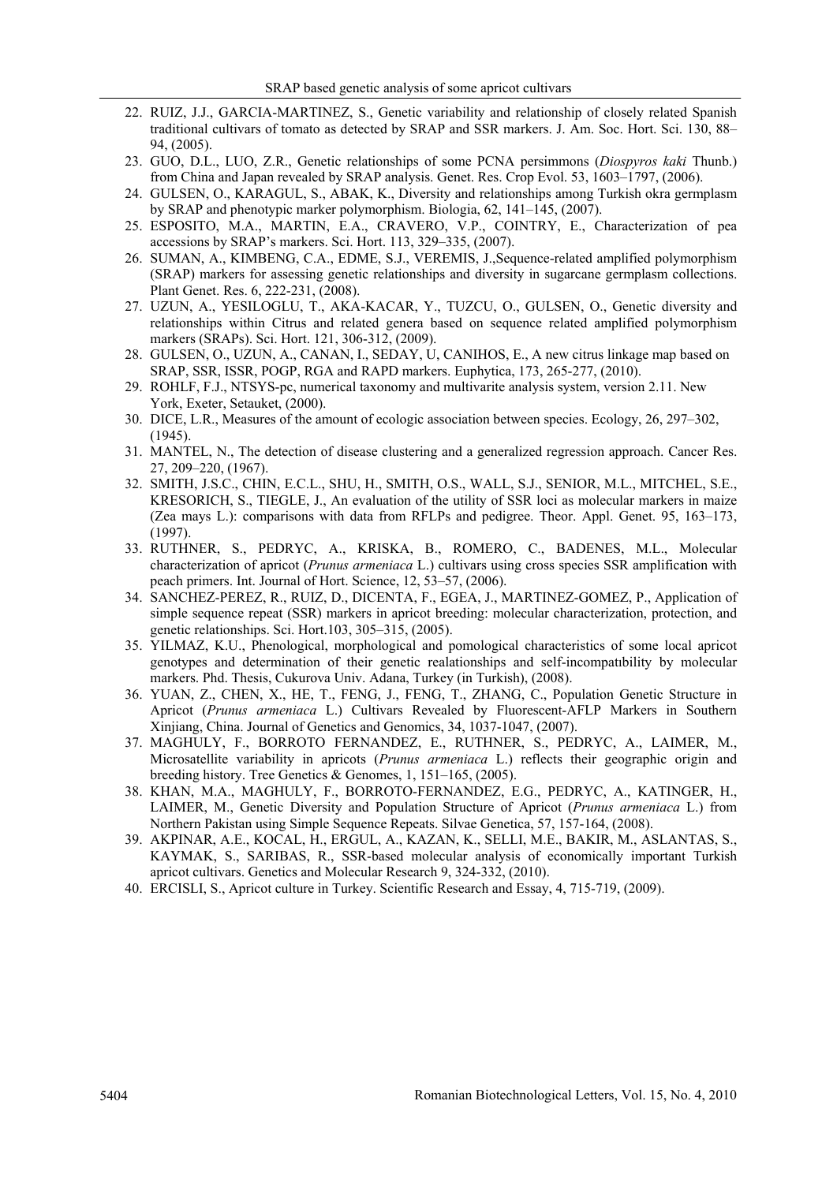22. RUIZ, J.J., GARCIA-MARTINEZ, S., Genetic variability and relationship of closely related Spanish traditional cultivars of tomato as detected by SRAP and SSR markers. J. Am. Soc. Hort. Sci. 130, 88–94, (2005).
23. GUO, D.L., LUO, Z.R., Genetic relationships of some PCNA persimmons (*Diospyros kaki* Thunb.) from China and Japan revealed by SRAP analysis. Genet. Res. Crop Evol. 53, 1603–1797, (2006).
24. GULSEN, O., KARAGUL, S., ABAK, K., Diversity and relationships among Turkish okra germplasm by SRAP and phenotypic marker polymorphism. Biologia, 62, 141–145, (2007).
25. ESPOSITO, M.A., MARTIN, E.A., CRAVERO, V.P., COINTRY, E., Characterization of pea accessions by SRAP's markers. Sci. Hort. 113, 329–335, (2007).
26. SUMAN, A., KIMBENG, C.A., EDME, S.J., VEREMIS, J.,Sequence-related amplified polymorphism (SRAP) markers for assessing genetic relationships and diversity in sugarcane germplasm collections. Plant Genet. Res. 6, 222-231, (2008).
27. UZUN, A., YESILOGLU, T., AKA-KACAR, Y., TUZCU, O., GULSEN, O., Genetic diversity and relationships within Citrus and related genera based on sequence related amplified polymorphism markers (SRAPs). Sci. Hort. 121, 306-312, (2009).
28. GULSEN, O., UZUN, A., CANAN, I., SEDAY, U, CANIHOS, E., A new citrus linkage map based on SRAP, SSR, ISSR, POGP, RGA and RAPD markers. Euphytica, 173, 265-277, (2010).
29. ROHLF, F.J., NTSYS-pc, numerical taxonomy and multivarite analysis system, version 2.11. New York, Exeter, Setauket, (2000).
30. DICE, L.R., Measures of the amount of ecologic association between species. Ecology, 26, 297–302, (1945).
31. MANTEL, N., The detection of disease clustering and a generalized regression approach. Cancer Res. 27, 209–220, (1967).
32. SMITH, J.S.C., CHIN, E.C.L., SHU, H., SMITH, O.S., WALL, S.J., SENIOR, M.L., MITCHEL, S.E., KRESORICH, S., TIEGLE, J., An evaluation of the utility of SSR loci as molecular markers in maize (Zea mays L.): comparisons with data from RFLPs and pedigree. Theor. Appl. Genet. 95, 163–173, (1997).
33. RUTHNER, S., PEDRYC, A., KRISKA, B., ROMERO, C., BADENES, M.L., Molecular characterization of apricot (*Prunus armeniaca* L.) cultivars using cross species SSR amplification with peach primers. Int. Journal of Hort. Science, 12, 53–57, (2006).
34. SANCHEZ-PEREZ, R., RUIZ, D., DICENTA, F., EGEA, J., MARTINEZ-GOMEZ, P., Application of simple sequence repeat (SSR) markers in apricot breeding: molecular characterization, protection, and genetic relationships. Sci. Hort.103, 305–315, (2005).
35. YILMAZ, K.U., Phenological, morphological and pomological characteristics of some local apricot genotypes and determination of their genetic realationships and self-incompatıbility by molecular markers. Phd. Thesis, Cukurova Univ. Adana, Turkey (in Turkish), (2008).
36. YUAN, Z., CHEN, X., HE, T., FENG, J., FENG, T., ZHANG, C., Population Genetic Structure in Apricot (*Prunus armeniaca* L.) Cultivars Revealed by Fluorescent-AFLP Markers in Southern Xinjiang, China. Journal of Genetics and Genomics, 34, 1037-1047, (2007).
37. MAGHULY, F., BORROTO FERNANDEZ, E., RUTHNER, S., PEDRYC, A., LAIMER, M., Microsatellite variability in apricots (*Prunus armeniaca* L.) reflects their geographic origin and breeding history. Tree Genetics & Genomes, 1, 151–165, (2005).
38. KHAN, M.A., MAGHULY, F., BORROTO-FERNANDEZ, E.G., PEDRYC, A., KATINGER, H., LAIMER, M., Genetic Diversity and Population Structure of Apricot (*Prunus armeniaca* L.) from Northern Pakistan using Simple Sequence Repeats. Silvae Genetica, 57, 157-164, (2008).
39. AKPINAR, A.E., KOCAL, H., ERGUL, A., KAZAN, K., SELLI, M.E., BAKIR, M., ASLANTAS, S., KAYMAK, S., SARIBAS, R., SSR-based molecular analysis of economically important Turkish apricot cultivars. Genetics and Molecular Research 9, 324-332, (2010).
40. ERCISLI, S., Apricot culture in Turkey. Scientific Research and Essay, 4, 715-719, (2009).